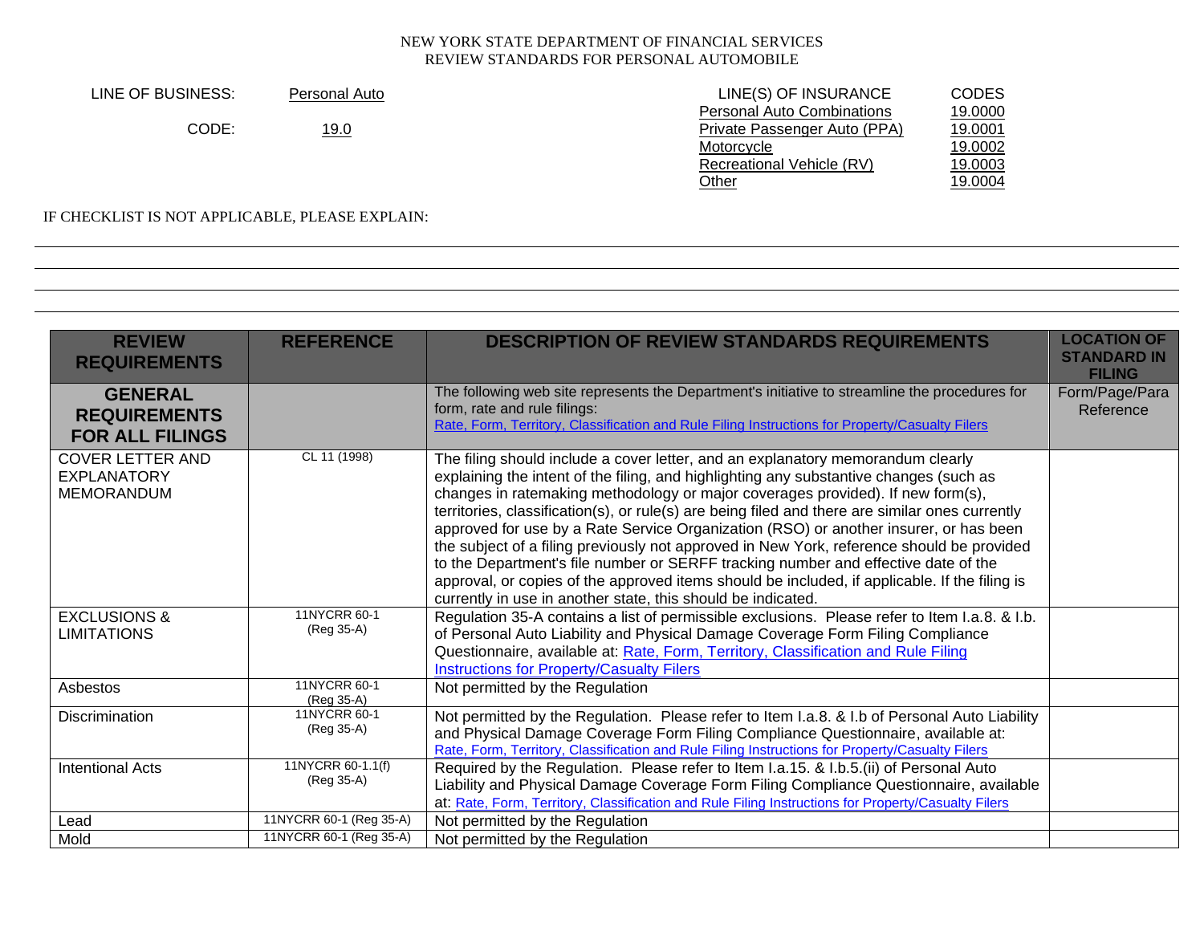NEW YORK STATE DEPARTMENT OF FINANCIAL SERVICES
REVIEW STANDARDS FOR PERSONAL AUTOMOBILE

| | | LINE(S) OF INSURANCE | CODES |
|---|---|---|---|
| LINE OF BUSINESS: | Personal Auto | Personal Auto Combinations | 19.0000 |
| CODE: | 19.0 | Private Passenger Auto (PPA) | 19.0001 |
| | | Motorcycle | 19.0002 |
| | | Recreational Vehicle (RV) | 19.0003 |
| | | Other | 19.0004 |

IF CHECKLIST IS NOT APPLICABLE, PLEASE EXPLAIN:

| REVIEW REQUIREMENTS | REFERENCE | DESCRIPTION OF REVIEW STANDARDS REQUIREMENTS | LOCATION OF STANDARD IN FILING |
|---|---|---|---|
| **GENERAL REQUIREMENTS FOR ALL FILINGS** | | The following web site represents the Department's initiative to streamline the procedures for form, rate and rule filings: Rate, Form, Territory, Classification and Rule Filing Instructions for Property/Casualty Filers | Form/Page/Para Reference |
| COVER LETTER AND EXPLANATORY MEMORANDUM | CL 11 (1998) | The filing should include a cover letter, and an explanatory memorandum clearly explaining the intent of the filing, and highlighting any substantive changes (such as changes in ratemaking methodology or major coverages provided). If new form(s), territories, classification(s), or rule(s) are being filed and there are similar ones currently approved for use by a Rate Service Organization (RSO) or another insurer, or has been the subject of a filing previously not approved in New York, reference should be provided to the Department's file number or SERFF tracking number and effective date of the approval, or copies of the approved items should be included, if applicable. If the filing is currently in use in another state, this should be indicated. | |
| EXCLUSIONS & LIMITATIONS | 11NYCRR 60-1 (Reg 35-A) | Regulation 35-A contains a list of permissible exclusions. Please refer to Item I.a.8. & I.b. of Personal Auto Liability and Physical Damage Coverage Form Filing Compliance Questionnaire, available at: Rate, Form, Territory, Classification and Rule Filing Instructions for Property/Casualty Filers | |
| Asbestos | 11NYCRR 60-1 (Reg 35-A) | Not permitted by the Regulation | |
| Discrimination | 11NYCRR 60-1 (Reg 35-A) | Not permitted by the Regulation. Please refer to Item I.a.8. & I.b of Personal Auto Liability and Physical Damage Coverage Form Filing Compliance Questionnaire, available at: Rate, Form, Territory, Classification and Rule Filing Instructions for Property/Casualty Filers | |
| Intentional Acts | 11NYCRR 60-1.1(f) (Reg 35-A) | Required by the Regulation. Please refer to Item I.a.15. & I.b.5.(ii) of Personal Auto Liability and Physical Damage Coverage Form Filing Compliance Questionnaire, available at: Rate, Form, Territory, Classification and Rule Filing Instructions for Property/Casualty Filers | |
| Lead | 11NYCRR 60-1 (Reg 35-A) | Not permitted by the Regulation | |
| Mold | 11NYCRR 60-1 (Reg 35-A) | Not permitted by the Regulation | |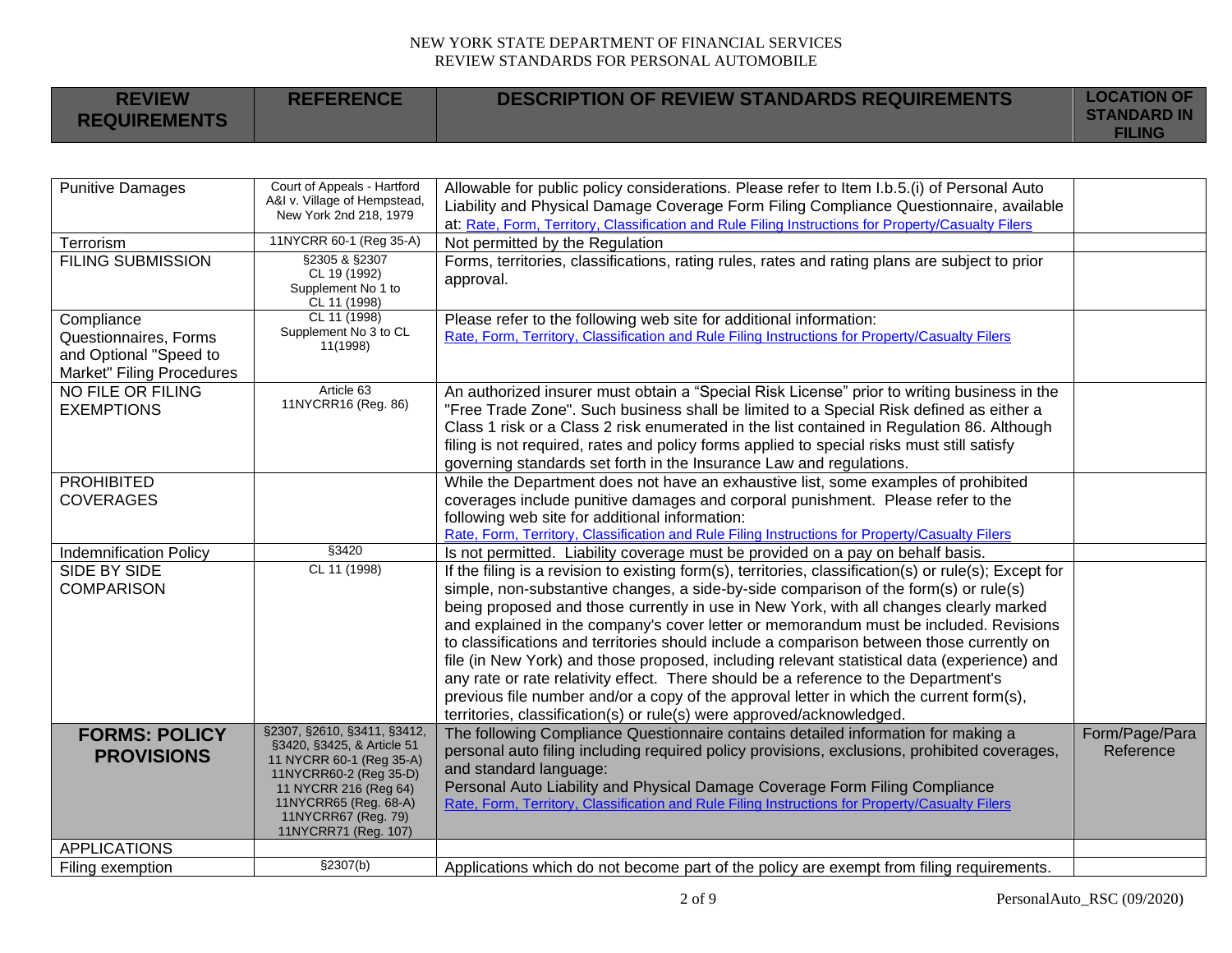| REVIEW REQUIREMENTS | REFERENCE | DESCRIPTION OF REVIEW STANDARDS REQUIREMENTS | LOCATION OF STANDARD IN FILING |
|---|---|---|---|
| Punitive Damages | Court of Appeals - Hartford A&I v. Village of Hempstead, New York 2nd 218, 1979 | Allowable for public policy considerations. Please refer to Item I.b.5.(i) of Personal Auto Liability and Physical Damage Coverage Form Filing Compliance Questionnaire, available at: Rate, Form, Territory, Classification and Rule Filing Instructions for Property/Casualty Filers | |
| Terrorism | 11NYCRR 60-1 (Reg 35-A) | Not permitted by the Regulation | |
| FILING SUBMISSION | §2305 & §2307 CL 19 (1992) Supplement No 1 to CL 11 (1998) | Forms, territories, classifications, rating rules, rates and rating plans are subject to prior approval. | |
| Compliance Questionnaires, Forms and Optional "Speed to Market" Filing Procedures | CL 11 (1998) Supplement No 3 to CL 11(1998) | Please refer to the following web site for additional information: Rate, Form, Territory, Classification and Rule Filing Instructions for Property/Casualty Filers | |
| NO FILE OR FILING EXEMPTIONS | Article 63 11NYCRR16 (Reg. 86) | An authorized insurer must obtain a "Special Risk License" prior to writing business in the "Free Trade Zone". Such business shall be limited to a Special Risk defined as either a Class 1 risk or a Class 2 risk enumerated in the list contained in Regulation 86. Although filing is not required, rates and policy forms applied to special risks must still satisfy governing standards set forth in the Insurance Law and regulations. | |
| PROHIBITED COVERAGES | | While the Department does not have an exhaustive list, some examples of prohibited coverages include punitive damages and corporal punishment. Please refer to the following web site for additional information: Rate, Form, Territory, Classification and Rule Filing Instructions for Property/Casualty Filers | |
| Indemnification Policy | §3420 | Is not permitted. Liability coverage must be provided on a pay on behalf basis. | |
| SIDE BY SIDE COMPARISON | CL 11 (1998) | If the filing is a revision to existing form(s), territories, classification(s) or rule(s); Except for simple, non-substantive changes, a side-by-side comparison of the form(s) or rule(s) being proposed and those currently in use in New York, with all changes clearly marked and explained in the company's cover letter or memorandum must be included. Revisions to classifications and territories should include a comparison between those currently on file (in New York) and those proposed, including relevant statistical data (experience) and any rate or rate relativity effect. There should be a reference to the Department's previous file number and/or a copy of the approval letter in which the current form(s), territories, classification(s) or rule(s) were approved/acknowledged. | |
| **FORMS: POLICY PROVISIONS** | §2307, §2610, §3411, §3412, §3420, §3425, & Article 51 11 NYCRR 60-1 (Reg 35-A) 11NYCRR60-2 (Reg 35-D) 11 NYCRR 216 (Reg 64) 11NYCRR65 (Reg. 68-A) 11NYCRR67 (Reg. 79) 11NYCRR71 (Reg. 107) | The following Compliance Questionnaire contains detailed information for making a personal auto filing including required policy provisions, exclusions, prohibited coverages, and standard language: Personal Auto Liability and Physical Damage Coverage Form Filing Compliance Rate, Form, Territory, Classification and Rule Filing Instructions for Property/Casualty Filers | Form/Page/Para Reference |
| APPLICATIONS | | | |
| Filing exemption | §2307(b) | Applications which do not become part of the policy are exempt from filing requirements. | |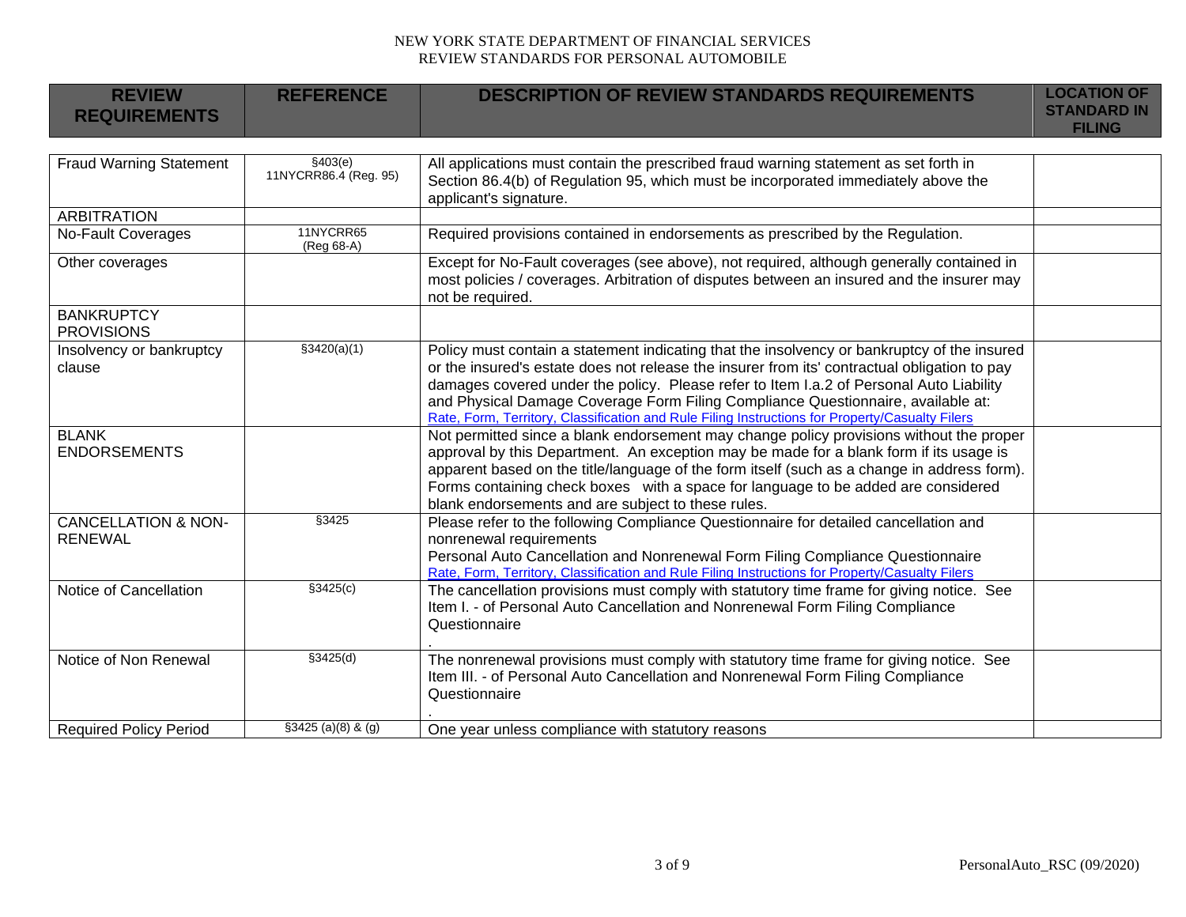| REVIEW REQUIREMENTS | REFERENCE | DESCRIPTION OF REVIEW STANDARDS REQUIREMENTS | LOCATION OF STANDARD IN FILING |
|---|---|---|---|
| Fraud Warning Statement | §403(e) 11NYCRR86.4 (Reg. 95) | All applications must contain the prescribed fraud warning statement as set forth in Section 86.4(b) of Regulation 95, which must be incorporated immediately above the applicant's signature. | |
| ARBITRATION | | | |
| No-Fault Coverages | 11NYCRR65 (Reg 68-A) | Required provisions contained in endorsements as prescribed by the Regulation. | |
| Other coverages | | Except for No-Fault coverages (see above), not required, although generally contained in most policies / coverages. Arbitration of disputes between an insured and the insurer may not be required. | |
| BANKRUPTCY PROVISIONS | | | |
| Insolvency or bankruptcy clause | §3420(a)(1) | Policy must contain a statement indicating that the insolvency or bankruptcy of the insured or the insured's estate does not release the insurer from its' contractual obligation to pay damages covered under the policy. Please refer to Item I.a.2 of Personal Auto Liability and Physical Damage Coverage Form Filing Compliance Questionnaire, available at: Rate, Form, Territory, Classification and Rule Filing Instructions for Property/Casualty Filers | |
| BLANK ENDORSEMENTS | | Not permitted since a blank endorsement may change policy provisions without the proper approval by this Department. An exception may be made for a blank form if its usage is apparent based on the title/language of the form itself (such as a change in address form). Forms containing check boxes with a space for language to be added are considered blank endorsements and are subject to these rules. | |
| CANCELLATION & NON-RENEWAL | §3425 | Please refer to the following Compliance Questionnaire for detailed cancellation and nonrenewal requirements Personal Auto Cancellation and Nonrenewal Form Filing Compliance Questionnaire Rate, Form, Territory, Classification and Rule Filing Instructions for Property/Casualty Filers | |
| Notice of Cancellation | §3425(c) | The cancellation provisions must comply with statutory time frame for giving notice. See Item I. - of Personal Auto Cancellation and Nonrenewal Form Filing Compliance Questionnaire . | |
| Notice of Non Renewal | §3425(d) | The nonrenewal provisions must comply with statutory time frame for giving notice. See Item III. - of Personal Auto Cancellation and Nonrenewal Form Filing Compliance Questionnaire . | |
| Required Policy Period | §3425 (a)(8) & (g) | One year unless compliance with statutory reasons | |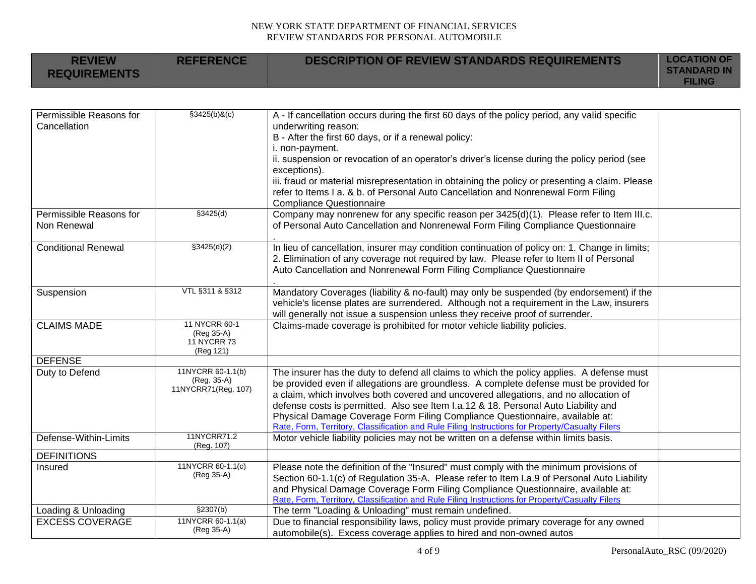NEW YORK STATE DEPARTMENT OF FINANCIAL SERVICES
REVIEW STANDARDS FOR PERSONAL AUTOMOBILE

| REVIEW REQUIREMENTS | REFERENCE | DESCRIPTION OF REVIEW STANDARDS REQUIREMENTS | LOCATION OF STANDARD IN FILING |
|---|---|---|---|
| Permissible Reasons for Cancellation | §3425(b)&(c) | A - If cancellation occurs during the first 60 days of the policy period, any valid specific underwriting reason:<br>B - After the first 60 days, or if a renewal policy:<br>i. non-payment.<br>ii. suspension or revocation of an operator's driver's license during the policy period (see exceptions).<br>iii. fraud or material misrepresentation in obtaining the policy or presenting a claim. Please refer to Items I a. & b. of Personal Auto Cancellation and Nonrenewal Form Filing Compliance Questionnaire | |
| Permissible Reasons for Non Renewal | §3425(d) | Company may nonrenew for any specific reason per 3425(d)(1). Please refer to Item III.c. of Personal Auto Cancellation and Nonrenewal Form Filing Compliance Questionnaire<br>. | |
| Conditional Renewal | §3425(d)(2) | In lieu of cancellation, insurer may condition continuation of policy on: 1. Change in limits; 2. Elimination of any coverage not required by law. Please refer to Item II of Personal Auto Cancellation and Nonrenewal Form Filing Compliance Questionnaire<br>. | |
| Suspension | VTL §311 & §312 | Mandatory Coverages (liability & no-fault) may only be suspended (by endorsement) if the vehicle's license plates are surrendered. Although not a requirement in the Law, insurers will generally not issue a suspension unless they receive proof of surrender. | |
| CLAIMS MADE | 11 NYCRR 60-1 (Reg 35-A) 11 NYCRR 73 (Reg 121) | Claims-made coverage is prohibited for motor vehicle liability policies. | |
| DEFENSE | | | |
| Duty to Defend | 11NYCRR 60-1.1(b) (Reg. 35-A) 11NYCRR71(Reg. 107) | The insurer has the duty to defend all claims to which the policy applies. A defense must be provided even if allegations are groundless. A complete defense must be provided for a claim, which involves both covered and uncovered allegations, and no allocation of defense costs is permitted. Also see Item I.a.12 & 18. Personal Auto Liability and Physical Damage Coverage Form Filing Compliance Questionnaire, available at: Rate, Form, Territory, Classification and Rule Filing Instructions for Property/Casualty Filers | |
| Defense-Within-Limits | 11NYCRR71.2 (Reg. 107) | Motor vehicle liability policies may not be written on a defense within limits basis. | |
| DEFINITIONS | | | |
| Insured | 11NYCRR 60-1.1(c) (Reg 35-A) | Please note the definition of the "Insured" must comply with the minimum provisions of Section 60-1.1(c) of Regulation 35-A. Please refer to Item I.a.9 of Personal Auto Liability and Physical Damage Coverage Form Filing Compliance Questionnaire, available at: Rate, Form, Territory, Classification and Rule Filing Instructions for Property/Casualty Filers | |
| Loading & Unloading | §2307(b) | The term "Loading & Unloading" must remain undefined. | |
| EXCESS COVERAGE | 11NYCRR 60-1.1(a) (Reg 35-A) | Due to financial responsibility laws, policy must provide primary coverage for any owned automobile(s). Excess coverage applies to hired and non-owned autos | |

PersonalAuto_RSC (09/2020)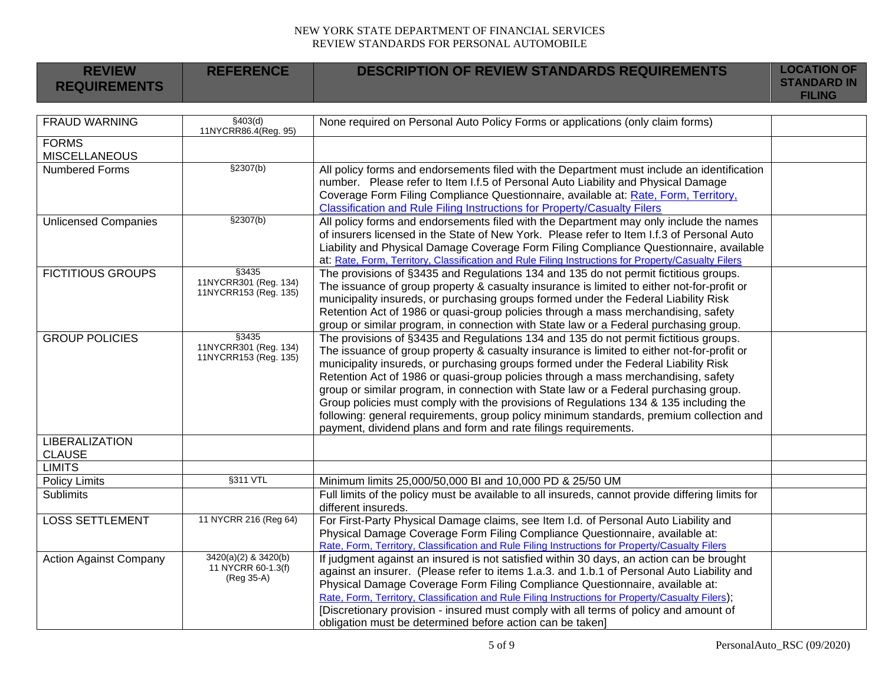| REVIEW REQUIREMENTS | REFERENCE | DESCRIPTION OF REVIEW STANDARDS REQUIREMENTS | LOCATION OF STANDARD IN FILING |
|---|---|---|---|
| FRAUD WARNING | §403(d) 11NYCRR86.4(Reg. 95) | None required on Personal Auto Policy Forms or applications (only claim forms) | |
| FORMS MISCELLANEOUS | | | |
| Numbered Forms | §2307(b) | All policy forms and endorsements filed with the Department must include an identification number. Please refer to Item I.f.5 of Personal Auto Liability and Physical Damage Coverage Form Filing Compliance Questionnaire, available at: Rate, Form, Territory, Classification and Rule Filing Instructions for Property/Casualty Filers | |
| Unlicensed Companies | §2307(b) | All policy forms and endorsements filed with the Department may only include the names of insurers licensed in the State of New York. Please refer to Item I.f.3 of Personal Auto Liability and Physical Damage Coverage Form Filing Compliance Questionnaire, available at: Rate, Form, Territory, Classification and Rule Filing Instructions for Property/Casualty Filers | |
| FICTITIOUS GROUPS | §3435 11NYCRR301 (Reg. 134) 11NYCRR153 (Reg. 135) | The provisions of §3435 and Regulations 134 and 135 do not permit fictitious groups. The issuance of group property & casualty insurance is limited to either not-for-profit or municipality insureds, or purchasing groups formed under the Federal Liability Risk Retention Act of 1986 or quasi-group policies through a mass merchandising, safety group or similar program, in connection with State law or a Federal purchasing group. | |
| GROUP POLICIES | §3435 11NYCRR301 (Reg. 134) 11NYCRR153 (Reg. 135) | The provisions of §3435 and Regulations 134 and 135 do not permit fictitious groups. The issuance of group property & casualty insurance is limited to either not-for-profit or municipality insureds, or purchasing groups formed under the Federal Liability Risk Retention Act of 1986 or quasi-group policies through a mass merchandising, safety group or similar program, in connection with State law or a Federal purchasing group. Group policies must comply with the provisions of Regulations 134 & 135 including the following: general requirements, group policy minimum standards, premium collection and payment, dividend plans and form and rate filings requirements. | |
| LIBERALIZATION CLAUSE | | | |
| LIMITS | | | |
| Policy Limits | §311 VTL | Minimum limits 25,000/50,000 BI and 10,000 PD & 25/50 UM | |
| Sublimits | | Full limits of the policy must be available to all insureds, cannot provide differing limits for different insureds. | |
| LOSS SETTLEMENT | 11 NYCRR 216 (Reg 64) | For First-Party Physical Damage claims, see Item I.d. of Personal Auto Liability and Physical Damage Coverage Form Filing Compliance Questionnaire, available at: Rate, Form, Territory, Classification and Rule Filing Instructions for Property/Casualty Filers | |
| Action Against Company | 3420(a)(2) & 3420(b) 11 NYCRR 60-1.3(f) (Reg 35-A) | If judgment against an insured is not satisfied within 30 days, an action can be brought against an insurer. (Please refer to items 1.a.3. and 1.b.1 of Personal Auto Liability and Physical Damage Coverage Form Filing Compliance Questionnaire, available at: Rate, Form, Territory, Classification and Rule Filing Instructions for Property/Casualty Filers); [Discretionary provision - insured must comply with all terms of policy and amount of obligation must be determined before action can be taken] | |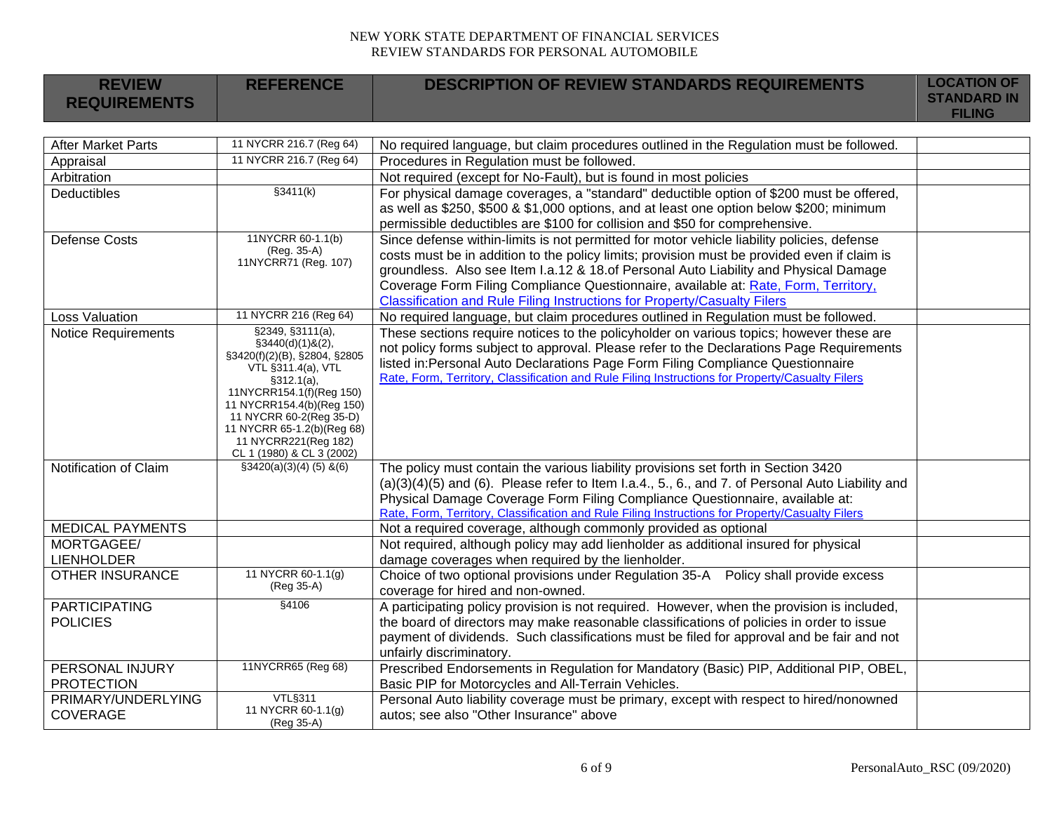NEW YORK STATE DEPARTMENT OF FINANCIAL SERVICES
REVIEW STANDARDS FOR PERSONAL AUTOMOBILE

| REVIEW REQUIREMENTS | REFERENCE | DESCRIPTION OF REVIEW STANDARDS REQUIREMENTS | LOCATION OF STANDARD IN FILING |
|---|---|---|---|
| After Market Parts | 11 NYCRR 216.7 (Reg 64) | No required language, but claim procedures outlined in the Regulation must be followed. | |
| Appraisal | 11 NYCRR 216.7 (Reg 64) | Procedures in Regulation must be followed. | |
| Arbitration | | Not required (except for No-Fault), but is found in most policies | |
| Deductibles | §3411(k) | For physical damage coverages, a "standard" deductible option of $200 must be offered, as well as $250, $500 & $1,000 options, and at least one option below $200; minimum permissible deductibles are $100 for collision and $50 for comprehensive. | |
| Defense Costs | 11NYCRR 60-1.1(b) (Reg. 35-A) 11NYCRR71 (Reg. 107) | Since defense within-limits is not permitted for motor vehicle liability policies, defense costs must be in addition to the policy limits; provision must be provided even if claim is groundless. Also see Item I.a.12 & 18.of Personal Auto Liability and Physical Damage Coverage Form Filing Compliance Questionnaire, available at: Rate, Form, Territory, Classification and Rule Filing Instructions for Property/Casualty Filers | |
| Loss Valuation | 11 NYCRR 216 (Reg 64) | No required language, but claim procedures outlined in Regulation must be followed. | |
| Notice Requirements | §2349, §3111(a), §3440(d)(1)&(2), §3420(f)(2)(B), §2804, §2805 VTL §311.4(a), VTL §312.1(a), 11NYCRR154.1(f)(Reg 150) 11 NYCRR154.4(b)(Reg 150) 11 NYCRR 60-2(Reg 35-D) 11 NYCRR 65-1.2(b)(Reg 68) 11 NYCRR221(Reg 182) CL 1 (1980) & CL 3 (2002) | These sections require notices to the policyholder on various topics; however these are not policy forms subject to approval. Please refer to the Declarations Page Requirements listed in:Personal Auto Declarations Page Form Filing Compliance Questionnaire Rate, Form, Territory, Classification and Rule Filing Instructions for Property/Casualty Filers | |
| Notification of Claim | §3420(a)(3)(4) (5) &(6) | The policy must contain the various liability provisions set forth in Section 3420 (a)(3)(4)(5) and (6). Please refer to Item I.a.4., 5., 6., and 7. of Personal Auto Liability and Physical Damage Coverage Form Filing Compliance Questionnaire, available at: Rate, Form, Territory, Classification and Rule Filing Instructions for Property/Casualty Filers | |
| MEDICAL PAYMENTS | | Not a required coverage, although commonly provided as optional | |
| MORTGAGEE/ LIENHOLDER | | Not required, although policy may add lienholder as additional insured for physical damage coverages when required by the lienholder. | |
| OTHER INSURANCE | 11 NYCRR 60-1.1(g) (Reg 35-A) | Choice of two optional provisions under Regulation 35-A Policy shall provide excess coverage for hired and non-owned. | |
| PARTICIPATING POLICIES | §4106 | A participating policy provision is not required. However, when the provision is included, the board of directors may make reasonable classifications of policies in order to issue payment of dividends. Such classifications must be filed for approval and be fair and not unfairly discriminatory. | |
| PERSONAL INJURY PROTECTION | 11NYCRR65 (Reg 68) | Prescribed Endorsements in Regulation for Mandatory (Basic) PIP, Additional PIP, OBEL, Basic PIP for Motorcycles and All-Terrain Vehicles. | |
| PRIMARY/UNDERLYING COVERAGE | VTL§311 11 NYCRR 60-1.1(g) (Reg 35-A) | Personal Auto liability coverage must be primary, except with respect to hired/nonowned autos; see also "Other Insurance" above | |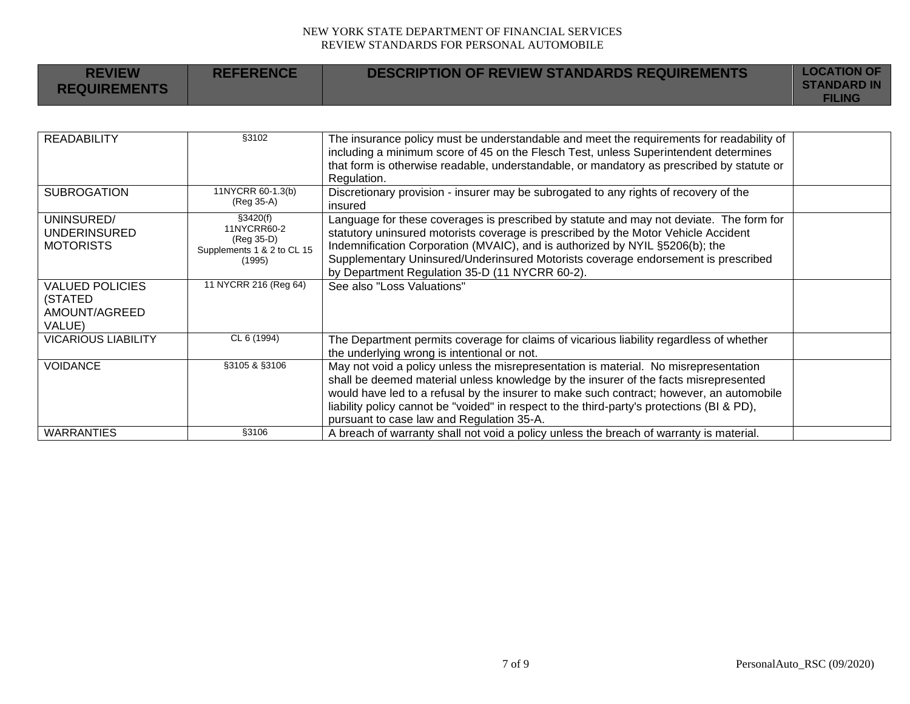| REVIEW REQUIREMENTS | REFERENCE | DESCRIPTION OF REVIEW STANDARDS REQUIREMENTS | LOCATION OF STANDARD IN FILING |
|---|---|---|---|
| READABILITY | §3102 | The insurance policy must be understandable and meet the requirements for readability of including a minimum score of 45 on the Flesch Test, unless Superintendent determines that form is otherwise readable, understandable, or mandatory as prescribed by statute or Regulation. | |
| SUBROGATION | 11NYCRR 60-1.3(b) (Reg 35-A) | Discretionary provision - insurer may be subrogated to any rights of recovery of the insured | |
| UNINSURED/ UNDERINSURED MOTORISTS | §3420(f) 11NYCRR60-2 (Reg 35-D) Supplements 1 & 2 to CL 15 (1995) | Language for these coverages is prescribed by statute and may not deviate. The form for statutory uninsured motorists coverage is prescribed by the Motor Vehicle Accident Indemnification Corporation (MVAIC), and is authorized by NYIL §5206(b); the Supplementary Uninsured/Underinsured Motorists coverage endorsement is prescribed by Department Regulation 35-D (11 NYCRR 60-2). | |
| VALUED POLICIES (STATED AMOUNT/AGREED VALUE) | 11 NYCRR 216 (Reg 64) | See also "Loss Valuations" | |
| VICARIOUS LIABILITY | CL 6 (1994) | The Department permits coverage for claims of vicarious liability regardless of whether the underlying wrong is intentional or not. | |
| VOIDANCE | §3105 & §3106 | May not void a policy unless the misrepresentation is material. No misrepresentation shall be deemed material unless knowledge by the insurer of the facts misrepresented would have led to a refusal by the insurer to make such contract; however, an automobile liability policy cannot be "voided" in respect to the third-party's protections (BI & PD), pursuant to case law and Regulation 35-A. | |
| WARRANTIES | §3106 | A breach of warranty shall not void a policy unless the breach of warranty is material. | |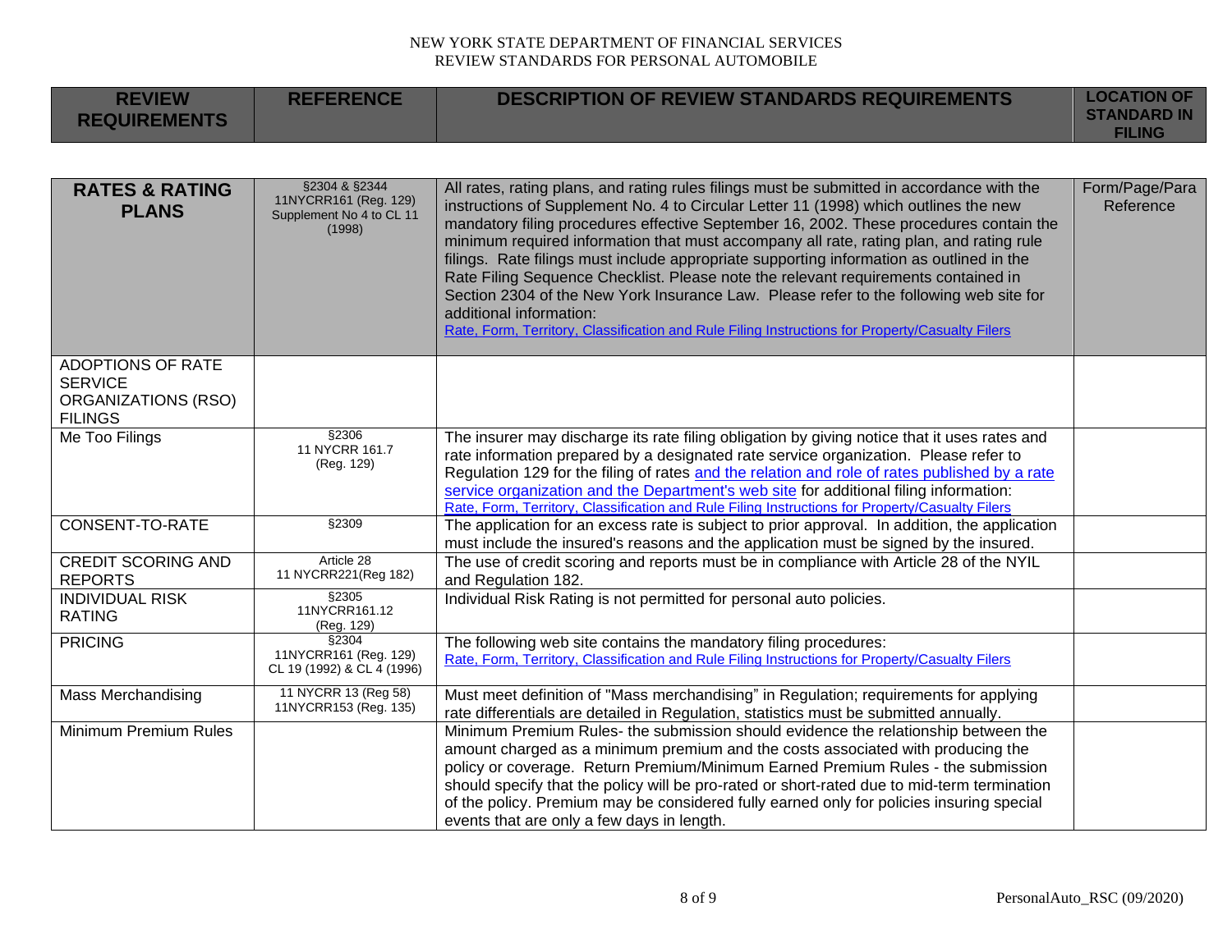| REVIEW REQUIREMENTS | REFERENCE | DESCRIPTION OF REVIEW STANDARDS REQUIREMENTS | LOCATION OF STANDARD IN FILING |
|---|---|---|---|
| **RATES & RATING PLANS** | §2304 & §2344 11NYCRR161 (Reg. 129) Supplement No 4 to CL 11 (1998) | All rates, rating plans, and rating rules filings must be submitted in accordance with the instructions of Supplement No. 4 to Circular Letter 11 (1998) which outlines the new mandatory filing procedures effective September 16, 2002. These procedures contain the minimum required information that must accompany all rate, rating plan, and rating rule filings. Rate filings must include appropriate supporting information as outlined in the Rate Filing Sequence Checklist. Please note the relevant requirements contained in Section 2304 of the New York Insurance Law. Please refer to the following web site for additional information: Rate, Form, Territory, Classification and Rule Filing Instructions for Property/Casualty Filers | Form/Page/Para Reference |
| ADOPTIONS OF RATE SERVICE ORGANIZATIONS (RSO) FILINGS | | | |
| Me Too Filings | §2306 11 NYCRR 161.7 (Reg. 129) | The insurer may discharge its rate filing obligation by giving notice that it uses rates and rate information prepared by a designated rate service organization. Please refer to Regulation 129 for the filing of rates and the relation and role of rates published by a rate service organization and the Department's web site for additional filing information: Rate, Form, Territory, Classification and Rule Filing Instructions for Property/Casualty Filers | |
| CONSENT-TO-RATE | §2309 | The application for an excess rate is subject to prior approval. In addition, the application must include the insured's reasons and the application must be signed by the insured. | |
| CREDIT SCORING AND REPORTS | Article 28 11 NYCRR221(Reg 182) | The use of credit scoring and reports must be in compliance with Article 28 of the NYIL and Regulation 182. | |
| INDIVIDUAL RISK RATING | §2305 11NYCRR161.12 (Reg. 129) | Individual Risk Rating is not permitted for personal auto policies. | |
| PRICING | §2304 11NYCRR161 (Reg. 129) CL 19 (1992) & CL 4 (1996) | The following web site contains the mandatory filing procedures: Rate, Form, Territory, Classification and Rule Filing Instructions for Property/Casualty Filers | |
| Mass Merchandising | 11 NYCRR 13 (Reg 58) 11NYCRR153 (Reg. 135) | Must meet definition of "Mass merchandising" in Regulation; requirements for applying rate differentials are detailed in Regulation, statistics must be submitted annually. | |
| Minimum Premium Rules | | Minimum Premium Rules- the submission should evidence the relationship between the amount charged as a minimum premium and the costs associated with producing the policy or coverage. Return Premium/Minimum Earned Premium Rules - the submission should specify that the policy will be pro-rated or short-rated due to mid-term termination of the policy. Premium may be considered fully earned only for policies insuring special events that are only a few days in length. | |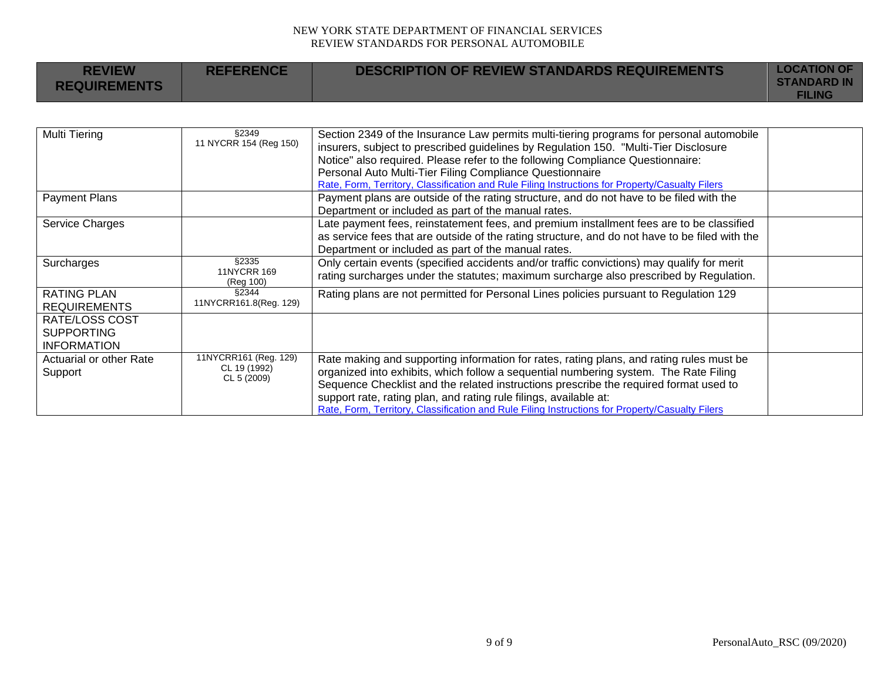| REVIEW REQUIREMENTS | REFERENCE | DESCRIPTION OF REVIEW STANDARDS REQUIREMENTS | LOCATION OF STANDARD IN FILING |
|---|---|---|---|
| Multi Tiering | §2349<br>11 NYCRR 154 (Reg 150) | Section 2349 of the Insurance Law permits multi-tiering programs for personal automobile insurers, subject to prescribed guidelines by Regulation 150. "Multi-Tier Disclosure Notice" also required. Please refer to the following Compliance Questionnaire: Personal Auto Multi-Tier Filing Compliance Questionnaire<br>Rate, Form, Territory, Classification and Rule Filing Instructions for Property/Casualty Filers | |
| Payment Plans | | Payment plans are outside of the rating structure, and do not have to be filed with the Department or included as part of the manual rates. | |
| Service Charges | | Late payment fees, reinstatement fees, and premium installment fees are to be classified as service fees that are outside of the rating structure, and do not have to be filed with the Department or included as part of the manual rates. | |
| Surcharges | §2335<br>11NYCRR 169<br>(Reg 100) | Only certain events (specified accidents and/or traffic convictions) may qualify for merit rating surcharges under the statutes; maximum surcharge also prescribed by Regulation. | |
| RATING PLAN REQUIREMENTS | §2344<br>11NYCRR161.8(Reg. 129) | Rating plans are not permitted for Personal Lines policies pursuant to Regulation 129 | |
| RATE/LOSS COST SUPPORTING INFORMATION | | | |
| Actuarial or other Rate Support | 11NYCRR161 (Reg. 129)<br>CL 19 (1992)<br>CL 5 (2009) | Rate making and supporting information for rates, rating plans, and rating rules must be organized into exhibits, which follow a sequential numbering system. The Rate Filing Sequence Checklist and the related instructions prescribe the required format used to support rate, rating plan, and rating rule filings, available at:<br>Rate, Form, Territory, Classification and Rule Filing Instructions for Property/Casualty Filers | |